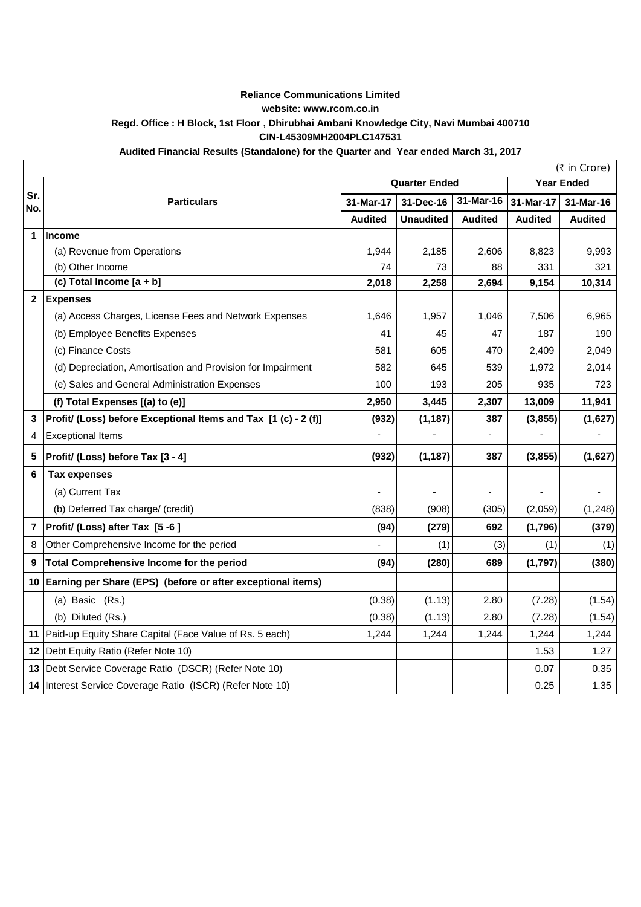**Reliance Communications Limited**

**website: www.rcom.co.in**

**Regd. Office : H Block, 1st Floor , Dhirubhai Ambani Knowledge City, Navi Mumbai 400710**

**CIN-L45309MH2004PLC147531**

**Audited Financial Results (Standalone) for the Quarter and Year ended March 31, 2017**

(₹ in Crore)

| Sr. No. | Particulars | Quarter Ended | | | Year Ended | |
|---|---|---|---|---|---|---|
| | | 31-Mar-17 | 31-Dec-16 | 31-Mar-16 | 31-Mar-17 | 31-Mar-16 |
| | | Audited | Unaudited | Audited | Audited | Audited |
| **1** | **Income** | | | | | |
| | (a) Revenue from Operations | 1,944 | 2,185 | 2,606 | 8,823 | 9,993 |
| | (b) Other Income | 74 | 73 | 88 | 331 | 321 |
| | **(c) Total Income [a + b]** | **2,018** | **2,258** | **2,694** | **9,154** | **10,314** |
| **2** | **Expenses** | | | | | |
| | (a) Access Charges, License Fees and Network Expenses | 1,646 | 1,957 | 1,046 | 7,506 | 6,965 |
| | (b) Employee Benefits Expenses | 41 | 45 | 47 | 187 | 190 |
| | (c) Finance Costs | 581 | 605 | 470 | 2,409 | 2,049 |
| | (d) Depreciation, Amortisation and Provision for Impairment | 582 | 645 | 539 | 1,972 | 2,014 |
| | (e) Sales and General Administration Expenses | 100 | 193 | 205 | 935 | 723 |
| | **(f) Total Expenses [(a) to (e)]** | **2,950** | **3,445** | **2,307** | **13,009** | **11,941** |
| **3** | **Profit/ (Loss) before Exceptional Items and Tax [1 (c) - 2 (f)]** | **(932)** | **(1,187)** | **387** | **(3,855)** | **(1,627)** |
| 4 | Exceptional Items | - | - | - | - | - |
| **5** | **Profit/ (Loss) before Tax [3 - 4]** | **(932)** | **(1,187)** | **387** | **(3,855)** | **(1,627)** |
| **6** | **Tax expenses** | | | | | |
| | (a) Current Tax | - | - | - | - | - |
| | (b) Deferred Tax charge/ (credit) | (838) | (908) | (305) | (2,059) | (1,248) |
| **7** | **Profit/ (Loss) after Tax [5 -6 ]** | **(94)** | **(279)** | **692** | **(1,796)** | **(379)** |
| 8 | Other Comprehensive Income for the period | - | (1) | (3) | (1) | (1) |
| **9** | **Total Comprehensive Income for the period** | **(94)** | **(280)** | **689** | **(1,797)** | **(380)** |
| **10** | **Earning per Share (EPS) (before or after exceptional items)** | | | | | |
| | (a) Basic (Rs.) | (0.38) | (1.13) | 2.80 | (7.28) | (1.54) |
| | (b) Diluted (Rs.) | (0.38) | (1.13) | 2.80 | (7.28) | (1.54) |
| **11** | Paid-up Equity Share Capital (Face Value of Rs. 5 each) | 1,244 | 1,244 | 1,244 | 1,244 | 1,244 |
| **12** | Debt Equity Ratio (Refer Note 10) | | | | 1.53 | 1.27 |
| **13** | Debt Service Coverage Ratio (DSCR) (Refer Note 10) | | | | 0.07 | 0.35 |
| **14** | Interest Service Coverage Ratio (ISCR) (Refer Note 10) | | | | 0.25 | 1.35 |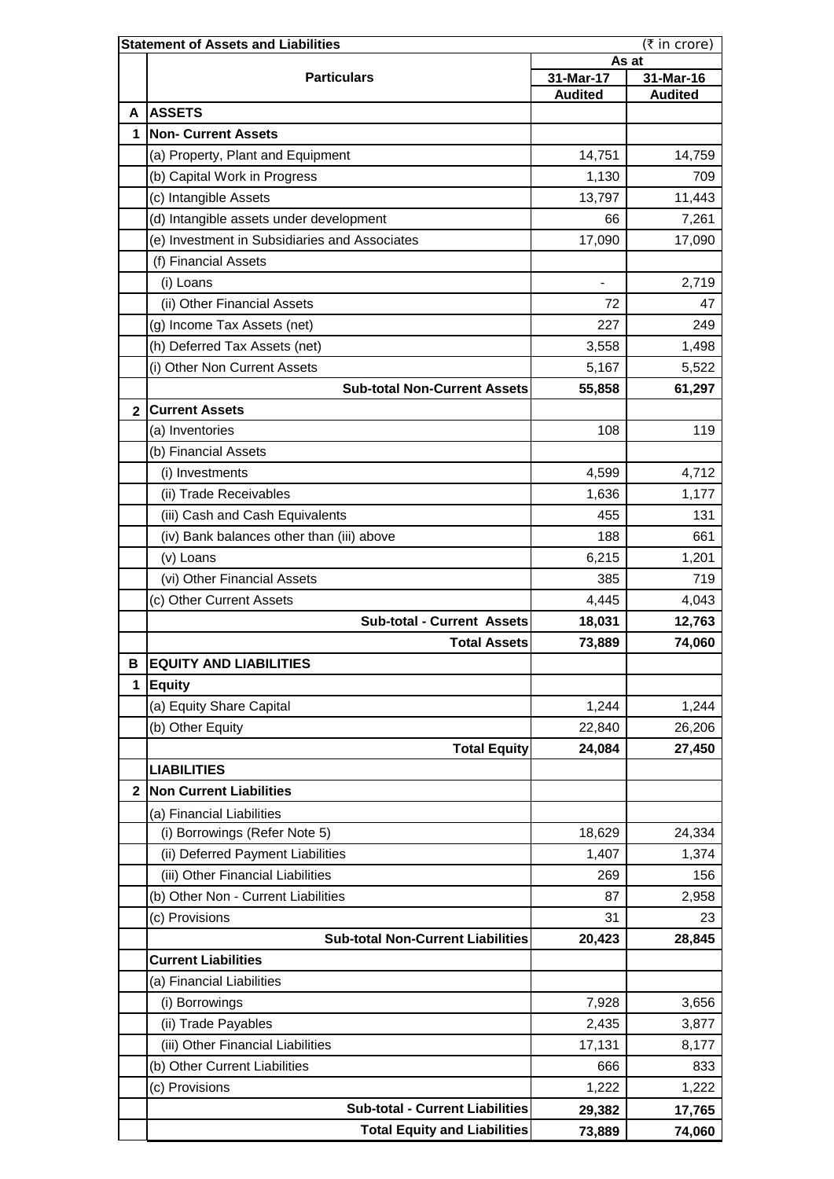| | **Statement of Assets and Liabilities** | | (₹ in crore) |
|---|---|---|---|
| | **Particulars** | **As at** | |
| | | **31-Mar-17** | **31-Mar-16** |
| | | **Audited** | **Audited** |
| **A** | **ASSETS** | | |
| **1** | **Non- Current Assets** | | |
| | (a) Property, Plant and Equipment | 14,751 | 14,759 |
| | (b) Capital Work in Progress | 1,130 | 709 |
| | (c) Intangible Assets | 13,797 | 11,443 |
| | (d) Intangible assets under development | 66 | 7,261 |
| | (e) Investment in Subsidiaries and Associates | 17,090 | 17,090 |
| | (f) Financial Assets | | |
| | (i) Loans | - | 2,719 |
| | (ii) Other Financial Assets | 72 | 47 |
| | (g) Income Tax Assets (net) | 227 | 249 |
| | (h) Deferred Tax Assets (net) | 3,558 | 1,498 |
| | (i) Other Non Current Assets | 5,167 | 5,522 |
| | **Sub-total Non-Current Assets** | **55,858** | **61,297** |
| **2** | **Current Assets** | | |
| | (a) Inventories | 108 | 119 |
| | (b) Financial Assets | | |
| | (i) Investments | 4,599 | 4,712 |
| | (ii) Trade Receivables | 1,636 | 1,177 |
| | (iii) Cash and Cash Equivalents | 455 | 131 |
| | (iv) Bank balances other than (iii) above | 188 | 661 |
| | (v) Loans | 6,215 | 1,201 |
| | (vi) Other Financial Assets | 385 | 719 |
| | (c) Other Current Assets | 4,445 | 4,043 |
| | **Sub-total - Current Assets** | **18,031** | **12,763** |
| | **Total Assets** | **73,889** | **74,060** |
| **B** | **EQUITY AND LIABILITIES** | | |
| **1** | **Equity** | | |
| | (a) Equity Share Capital | 1,244 | 1,244 |
| | (b) Other Equity | 22,840 | 26,206 |
| | **Total Equity** | **24,084** | **27,450** |
| | **LIABILITIES** | | |
| **2** | **Non Current Liabilities** | | |
| | (a) Financial Liabilities | | |
| | (i) Borrowings (Refer Note 5) | 18,629 | 24,334 |
| | (ii) Deferred Payment Liabilities | 1,407 | 1,374 |
| | (iii) Other Financial Liabilities | 269 | 156 |
| | (b) Other Non - Current Liabilities | 87 | 2,958 |
| | (c) Provisions | 31 | 23 |
| | **Sub-total Non-Current Liabilities** | **20,423** | **28,845** |
| | **Current Liabilities** | | |
| | (a) Financial Liabilities | | |
| | (i) Borrowings | 7,928 | 3,656 |
| | (ii) Trade Payables | 2,435 | 3,877 |
| | (iii) Other Financial Liabilities | 17,131 | 8,177 |
| | (b) Other Current Liabilities | 666 | 833 |
| | (c) Provisions | 1,222 | 1,222 |
| | **Sub-total - Current Liabilities** | **29,382** | **17,765** |
| | **Total Equity and Liabilities** | **73,889** | **74,060** |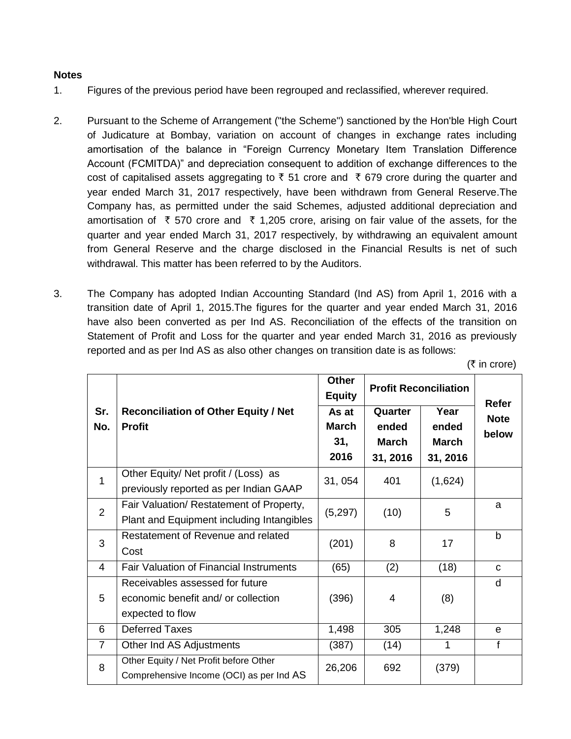**Notes**

1. Figures of the previous period have been regrouped and reclassified, wherever required.

2. Pursuant to the Scheme of Arrangement ("the Scheme") sanctioned by the Hon'ble High Court of Judicature at Bombay, variation on account of changes in exchange rates including amortisation of the balance in "Foreign Currency Monetary Item Translation Difference Account (FCMITDA)" and depreciation consequent to addition of exchange differences to the cost of capitalised assets aggregating to ₹ 51 crore and ₹ 679 crore during the quarter and year ended March 31, 2017 respectively, have been withdrawn from General Reserve.The Company has, as permitted under the said Schemes, adjusted additional depreciation and amortisation of ₹ 570 crore and ₹ 1,205 crore, arising on fair value of the assets, for the quarter and year ended March 31, 2017 respectively, by withdrawing an equivalent amount from General Reserve and the charge disclosed in the Financial Results is net of such withdrawal. This matter has been referred to by the Auditors.

3. The Company has adopted Indian Accounting Standard (Ind AS) from April 1, 2016 with a transition date of April 1, 2015.The figures for the quarter and year ended March 31, 2016 have also been converted as per Ind AS. Reconciliation of the effects of the transition on Statement of Profit and Loss for the quarter and year ended March 31, 2016 as previously reported and as per Ind AS as also other changes on transition date is as follows:

(₹ in crore)

| Sr. No. | Reconciliation of Other Equity / Net Profit | Other Equity | Profit Reconciliation | | Refer Note below |
|---|---|---|---|---|---|
| | | As at March 31, 2016 | Quarter ended March 31, 2016 | Year ended March 31, 2016 | |
| 1 | Other Equity/ Net profit / (Loss) as previously reported as per Indian GAAP | 31, 054 | 401 | (1,624) | |
| 2 | Fair Valuation/ Restatement of Property, Plant and Equipment including Intangibles | (5,297) | (10) | 5 | a |
| 3 | Restatement of Revenue and related Cost | (201) | 8 | 17 | b |
| 4 | Fair Valuation of Financial Instruments | (65) | (2) | (18) | c |
| 5 | Receivables assessed for future economic benefit and/ or collection expected to flow | (396) | 4 | (8) | d |
| 6 | Deferred Taxes | 1,498 | 305 | 1,248 | e |
| 7 | Other Ind AS Adjustments | (387) | (14) | 1 | f |
| 8 | Other Equity / Net Profit before Other Comprehensive Income (OCI) as per Ind AS | 26,206 | 692 | (379) | |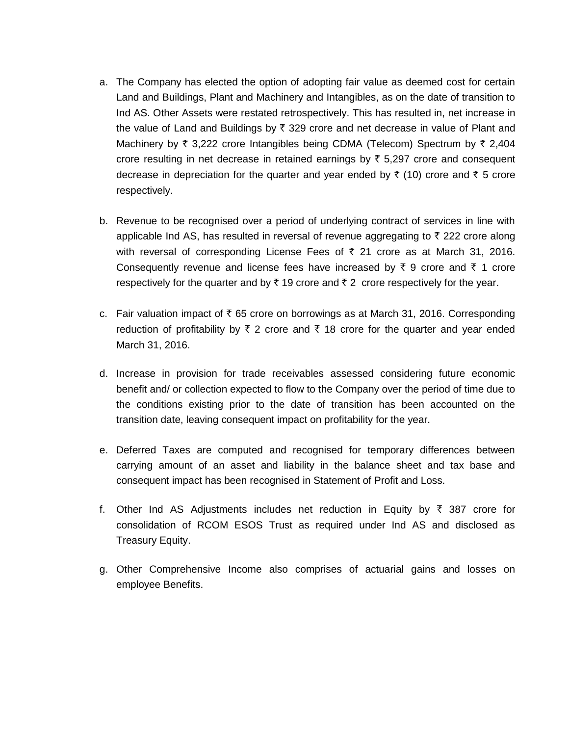a. The Company has elected the option of adopting fair value as deemed cost for certain Land and Buildings, Plant and Machinery and Intangibles, as on the date of transition to Ind AS. Other Assets were restated retrospectively. This has resulted in, net increase in the value of Land and Buildings by ₹ 329 crore and net decrease in value of Plant and Machinery by ₹ 3,222 crore Intangibles being CDMA (Telecom) Spectrum by ₹ 2,404 crore resulting in net decrease in retained earnings by ₹ 5,297 crore and consequent decrease in depreciation for the quarter and year ended by ₹ (10) crore and ₹ 5 crore respectively.

b. Revenue to be recognised over a period of underlying contract of services in line with applicable Ind AS, has resulted in reversal of revenue aggregating to ₹ 222 crore along with reversal of corresponding License Fees of ₹ 21 crore as at March 31, 2016. Consequently revenue and license fees have increased by ₹ 9 crore and ₹ 1 crore respectively for the quarter and by ₹ 19 crore and ₹ 2 crore respectively for the year.

c. Fair valuation impact of ₹ 65 crore on borrowings as at March 31, 2016. Corresponding reduction of profitability by ₹ 2 crore and ₹ 18 crore for the quarter and year ended March 31, 2016.

d. Increase in provision for trade receivables assessed considering future economic benefit and/ or collection expected to flow to the Company over the period of time due to the conditions existing prior to the date of transition has been accounted on the transition date, leaving consequent impact on profitability for the year.

e. Deferred Taxes are computed and recognised for temporary differences between carrying amount of an asset and liability in the balance sheet and tax base and consequent impact has been recognised in Statement of Profit and Loss.

f. Other Ind AS Adjustments includes net reduction in Equity by ₹ 387 crore for consolidation of RCOM ESOS Trust as required under Ind AS and disclosed as Treasury Equity.

g. Other Comprehensive Income also comprises of actuarial gains and losses on employee Benefits.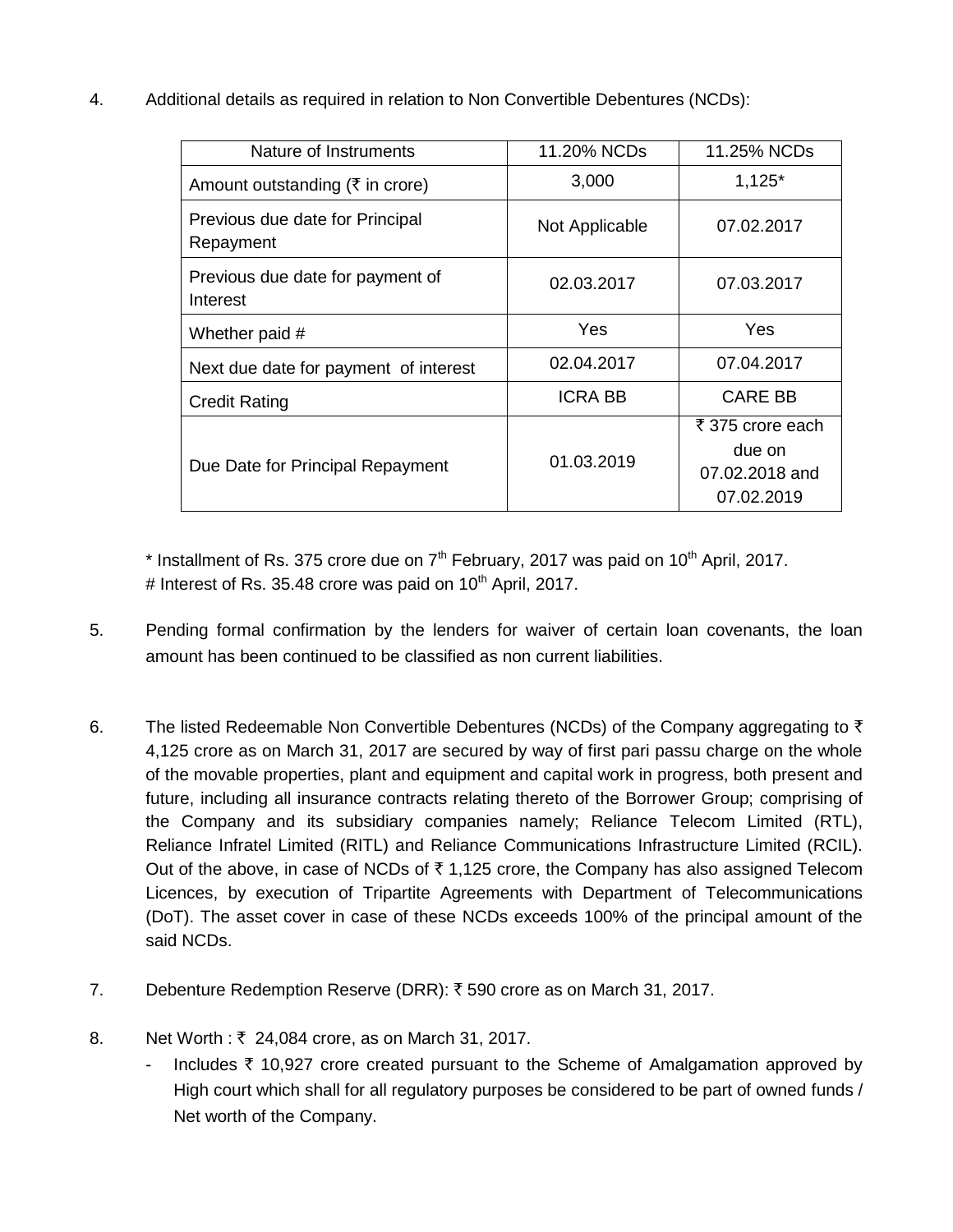4. Additional details as required in relation to Non Convertible Debentures (NCDs):

| Nature of Instruments | 11.20% NCDs | 11.25% NCDs |
|---|---|---|
| Amount outstanding (₹ in crore) | 3,000 | 1,125* |
| Previous due date for Principal Repayment | Not Applicable | 07.02.2017 |
| Previous due date for payment of Interest | 02.03.2017 | 07.03.2017 |
| Whether paid # | Yes | Yes |
| Next due date for payment of interest | 02.04.2017 | 07.04.2017 |
| Credit Rating | ICRA BB | CARE BB |
| Due Date for Principal Repayment | 01.03.2019 | ₹ 375 crore each due on 07.02.2018 and 07.02.2019 |

\* Installment of Rs. 375 crore due on 7th February, 2017 was paid on 10th April, 2017.
\# Interest of Rs. 35.48 crore was paid on 10th April, 2017.

5. Pending formal confirmation by the lenders for waiver of certain loan covenants, the loan amount has been continued to be classified as non current liabilities.

6. The listed Redeemable Non Convertible Debentures (NCDs) of the Company aggregating to ₹ 4,125 crore as on March 31, 2017 are secured by way of first pari passu charge on the whole of the movable properties, plant and equipment and capital work in progress, both present and future, including all insurance contracts relating thereto of the Borrower Group; comprising of the Company and its subsidiary companies namely; Reliance Telecom Limited (RTL), Reliance Infratel Limited (RITL) and Reliance Communications Infrastructure Limited (RCIL). Out of the above, in case of NCDs of ₹ 1,125 crore, the Company has also assigned Telecom Licences, by execution of Tripartite Agreements with Department of Telecommunications (DoT). The asset cover in case of these NCDs exceeds 100% of the principal amount of the said NCDs.

7. Debenture Redemption Reserve (DRR): ₹ 590 crore as on March 31, 2017.

8. Net Worth : ₹ 24,084 crore, as on March 31, 2017.
   - Includes ₹ 10,927 crore created pursuant to the Scheme of Amalgamation approved by High court which shall for all regulatory purposes be considered to be part of owned funds / Net worth of the Company.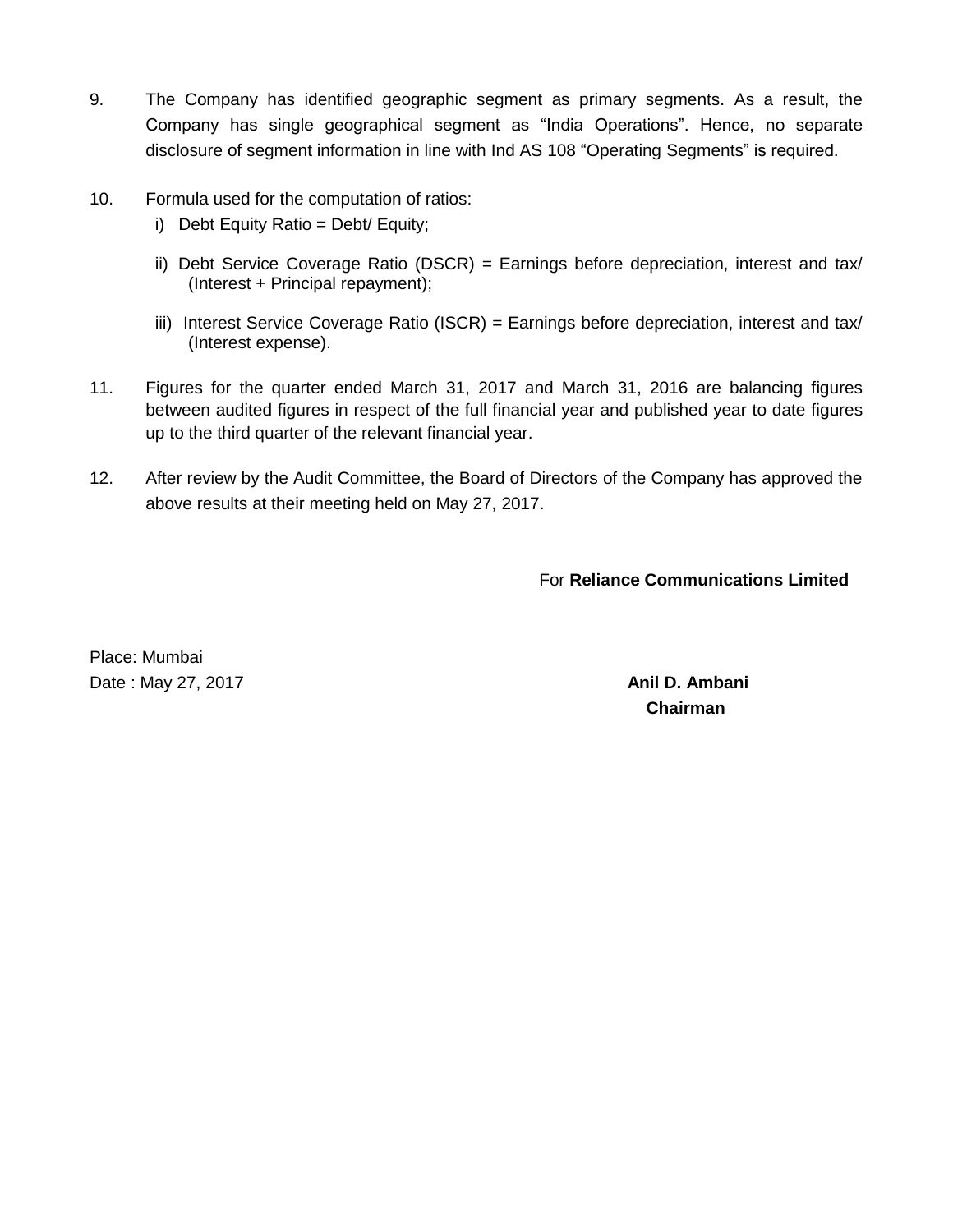9. The Company has identified geographic segment as primary segments. As a result, the Company has single geographical segment as “India Operations”. Hence, no separate disclosure of segment information in line with Ind AS 108 “Operating Segments” is required.

10. Formula used for the computation of ratios:
    i) Debt Equity Ratio = Debt/ Equity;

    ii) Debt Service Coverage Ratio (DSCR) = Earnings before depreciation, interest and tax/ (Interest + Principal repayment);

    iii) Interest Service Coverage Ratio (ISCR) = Earnings before depreciation, interest and tax/ (Interest expense).

11. Figures for the quarter ended March 31, 2017 and March 31, 2016 are balancing figures between audited figures in respect of the full financial year and published year to date figures up to the third quarter of the relevant financial year.

12. After review by the Audit Committee, the Board of Directors of the Company has approved the above results at their meeting held on May 27, 2017.

For **Reliance Communications Limited**

Place: Mumbai
Date : May 27, 2017

**Anil D. Ambani**
**Chairman**